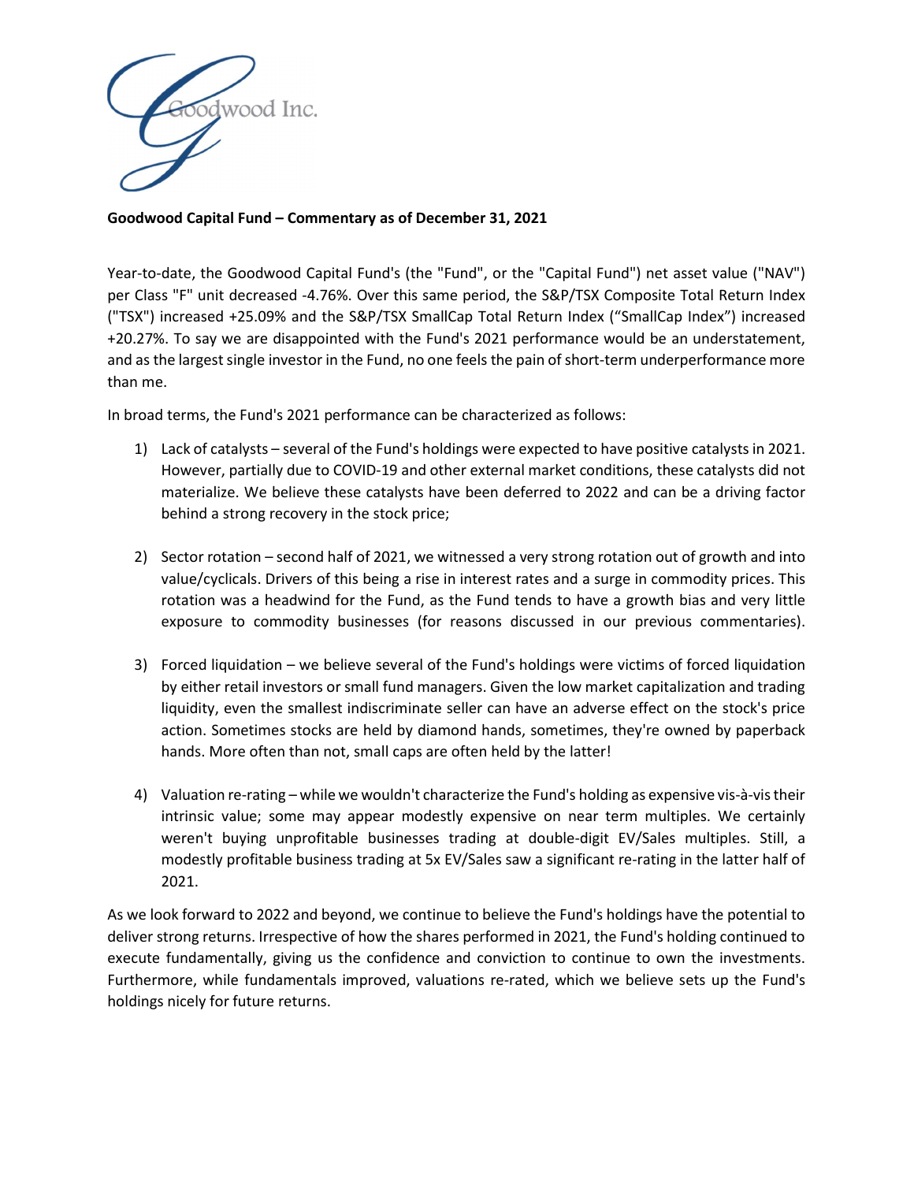Goodwood Inc.

**Goodwood Capital Fund – Commentary as of December 31, 2021**

Year-to-date, the Goodwood Capital Fund's (the "Fund", or the "Capital Fund") net asset value ("NAV") per Class "F" unit decreased -4.76%. Over this same period, the S&P/TSX Composite Total Return Index ("TSX") increased +25.09% and the S&P/TSX SmallCap Total Return Index ("SmallCap Index") increased +20.27%. To say we are disappointed with the Fund's 2021 performance would be an understatement, and as the largest single investor in the Fund, no one feels the pain of short-term underperformance more than me.

In broad terms, the Fund's 2021 performance can be characterized as follows:

1) Lack of catalysts – several of the Fund's holdings were expected to have positive catalysts in 2021. However, partially due to COVID-19 and other external market conditions, these catalysts did not materialize. We believe these catalysts have been deferred to 2022 and can be a driving factor behind a strong recovery in the stock price;

2) Sector rotation – second half of 2021, we witnessed a very strong rotation out of growth and into value/cyclicals. Drivers of this being a rise in interest rates and a surge in commodity prices. This rotation was a headwind for the Fund, as the Fund tends to have a growth bias and very little exposure to commodity businesses (for reasons discussed in our previous commentaries).

3) Forced liquidation – we believe several of the Fund's holdings were victims of forced liquidation by either retail investors or small fund managers. Given the low market capitalization and trading liquidity, even the smallest indiscriminate seller can have an adverse effect on the stock's price action. Sometimes stocks are held by diamond hands, sometimes, they're owned by paperback hands. More often than not, small caps are often held by the latter!

4) Valuation re-rating – while we wouldn't characterize the Fund's holding as expensive vis-à-vis their intrinsic value; some may appear modestly expensive on near term multiples. We certainly weren't buying unprofitable businesses trading at double-digit EV/Sales multiples. Still, a modestly profitable business trading at 5x EV/Sales saw a significant re-rating in the latter half of 2021.

As we look forward to 2022 and beyond, we continue to believe the Fund's holdings have the potential to deliver strong returns. Irrespective of how the shares performed in 2021, the Fund's holding continued to execute fundamentally, giving us the confidence and conviction to continue to own the investments. Furthermore, while fundamentals improved, valuations re-rated, which we believe sets up the Fund's holdings nicely for future returns.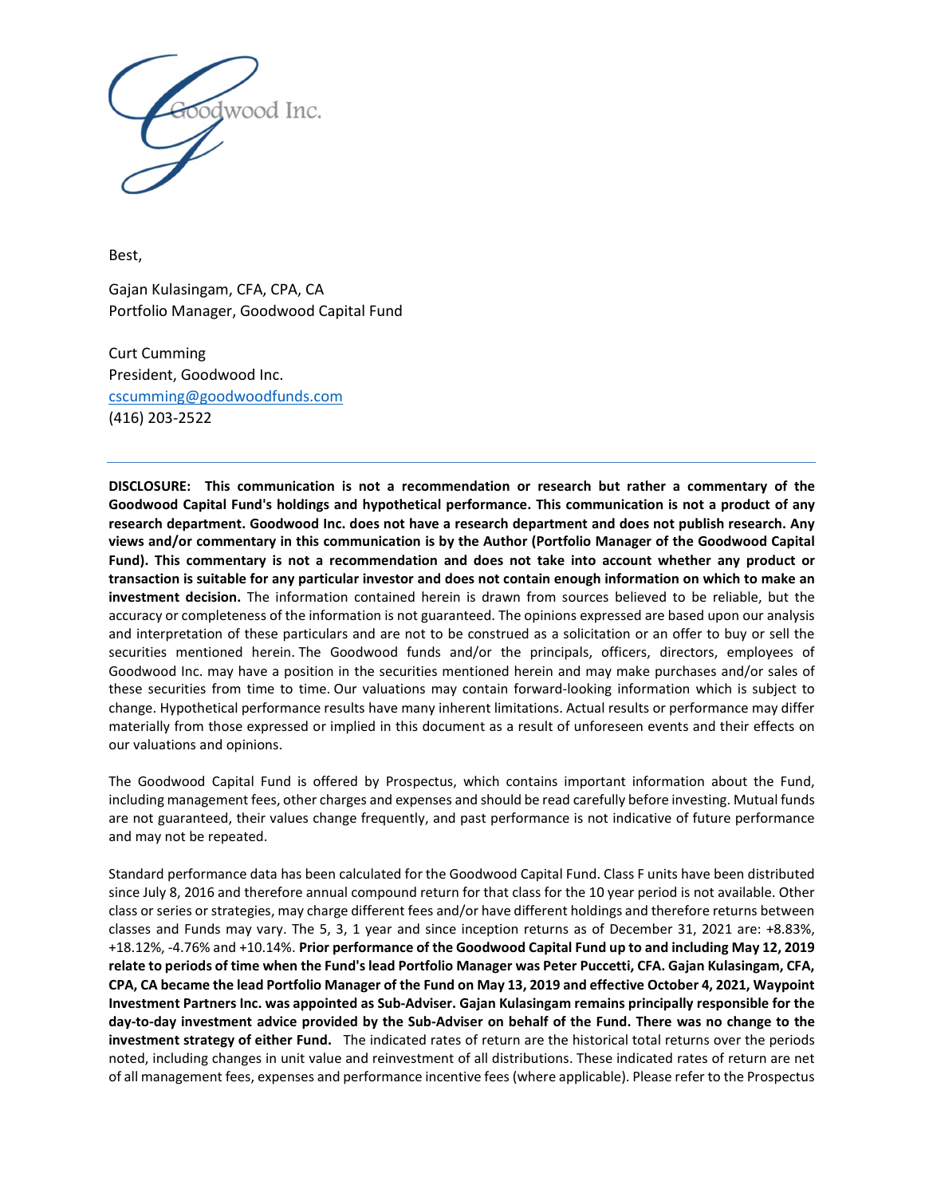Best,

Gajan Kulasingam, CFA, CPA, CA
Portfolio Manager, Goodwood Capital Fund

Curt Cumming
President, Goodwood Inc.
cscumming@goodwoodfunds.com
(416) 203-2522

---

**DISCLOSURE: This communication is not a recommendation or research but rather a commentary of the Goodwood Capital Fund's holdings and hypothetical performance. This communication is not a product of any research department. Goodwood Inc. does not have a research department and does not publish research. Any views and/or commentary in this communication is by the Author (Portfolio Manager of the Goodwood Capital Fund). This commentary is not a recommendation and does not take into account whether any product or transaction is suitable for any particular investor and does not contain enough information on which to make an investment decision.** The information contained herein is drawn from sources believed to be reliable, but the accuracy or completeness of the information is not guaranteed. The opinions expressed are based upon our analysis and interpretation of these particulars and are not to be construed as a solicitation or an offer to buy or sell the securities mentioned herein. The Goodwood funds and/or the principals, officers, directors, employees of Goodwood Inc. may have a position in the securities mentioned herein and may make purchases and/or sales of these securities from time to time. Our valuations may contain forward-looking information which is subject to change. Hypothetical performance results have many inherent limitations. Actual results or performance may differ materially from those expressed or implied in this document as a result of unforeseen events and their effects on our valuations and opinions.

The Goodwood Capital Fund is offered by Prospectus, which contains important information about the Fund, including management fees, other charges and expenses and should be read carefully before investing. Mutual funds are not guaranteed, their values change frequently, and past performance is not indicative of future performance and may not be repeated.

Standard performance data has been calculated for the Goodwood Capital Fund. Class F units have been distributed since July 8, 2016 and therefore annual compound return for that class for the 10 year period is not available. Other class or series or strategies, may charge different fees and/or have different holdings and therefore returns between classes and Funds may vary. The 5, 3, 1 year and since inception returns as of December 31, 2021 are: +8.83%, +18.12%, -4.76% and +10.14%. **Prior performance of the Goodwood Capital Fund up to and including May 12, 2019 relate to periods of time when the Fund's lead Portfolio Manager was Peter Puccetti, CFA. Gajan Kulasingam, CFA, CPA, CA became the lead Portfolio Manager of the Fund on May 13, 2019 and effective October 4, 2021, Waypoint Investment Partners Inc. was appointed as Sub-Adviser. Gajan Kulasingam remains principally responsible for the day-to-day investment advice provided by the Sub-Adviser on behalf of the Fund. There was no change to the investment strategy of either Fund.** The indicated rates of return are the historical total returns over the periods noted, including changes in unit value and reinvestment of all distributions. These indicated rates of return are net of all management fees, expenses and performance incentive fees (where applicable). Please refer to the Prospectus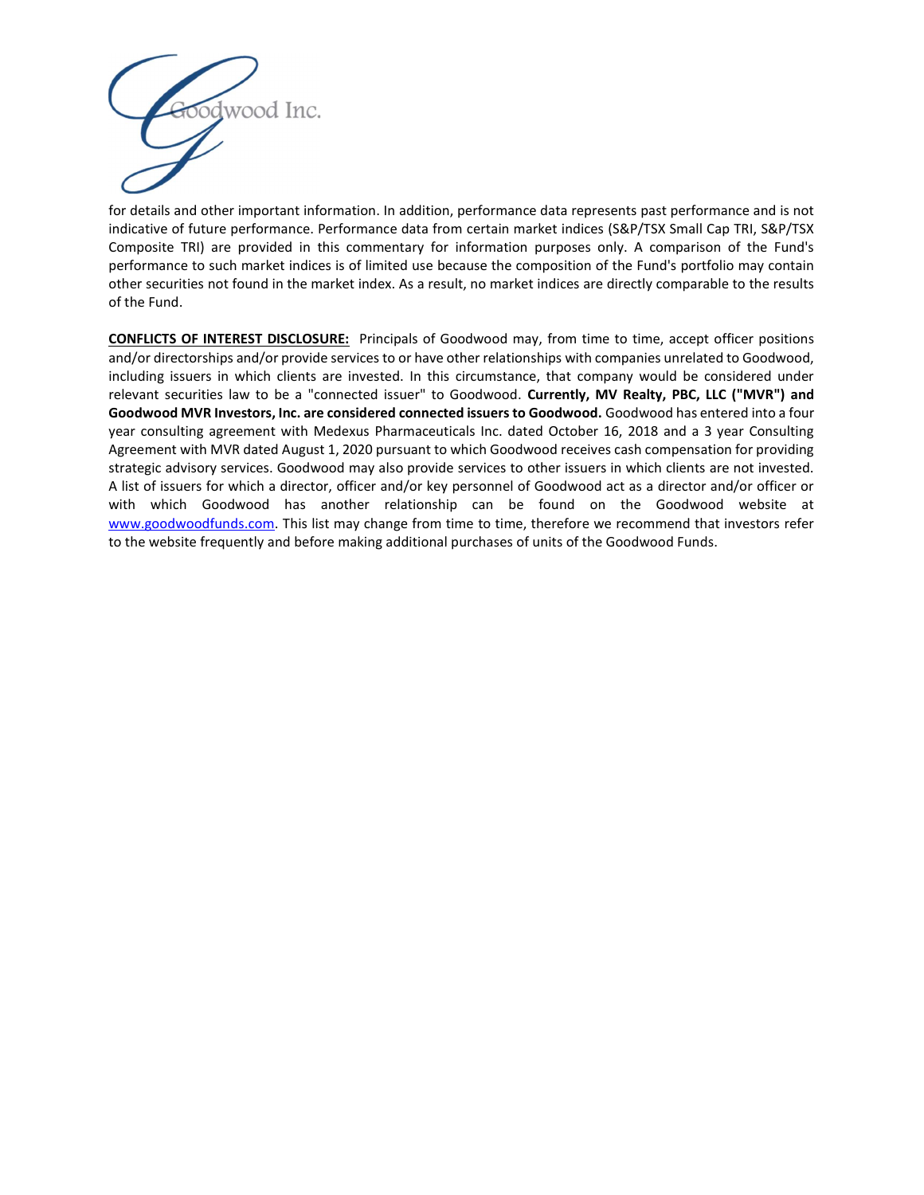for details and other important information. In addition, performance data represents past performance and is not indicative of future performance. Performance data from certain market indices (S&P/TSX Small Cap TRI, S&P/TSX Composite TRI) are provided in this commentary for information purposes only. A comparison of the Fund's performance to such market indices is of limited use because the composition of the Fund's portfolio may contain other securities not found in the market index. As a result, no market indices are directly comparable to the results of the Fund.

**CONFLICTS OF INTEREST DISCLOSURE:** Principals of Goodwood may, from time to time, accept officer positions and/or directorships and/or provide services to or have other relationships with companies unrelated to Goodwood, including issuers in which clients are invested. In this circumstance, that company would be considered under relevant securities law to be a "connected issuer" to Goodwood. **Currently, MV Realty, PBC, LLC ("MVR") and Goodwood MVR Investors, Inc. are considered connected issuers to Goodwood.** Goodwood has entered into a four year consulting agreement with Medexus Pharmaceuticals Inc. dated October 16, 2018 and a 3 year Consulting Agreement with MVR dated August 1, 2020 pursuant to which Goodwood receives cash compensation for providing strategic advisory services. Goodwood may also provide services to other issuers in which clients are not invested. A list of issuers for which a director, officer and/or key personnel of Goodwood act as a director and/or officer or with which Goodwood has another relationship can be found on the Goodwood website at www.goodwoodfunds.com. This list may change from time to time, therefore we recommend that investors refer to the website frequently and before making additional purchases of units of the Goodwood Funds.